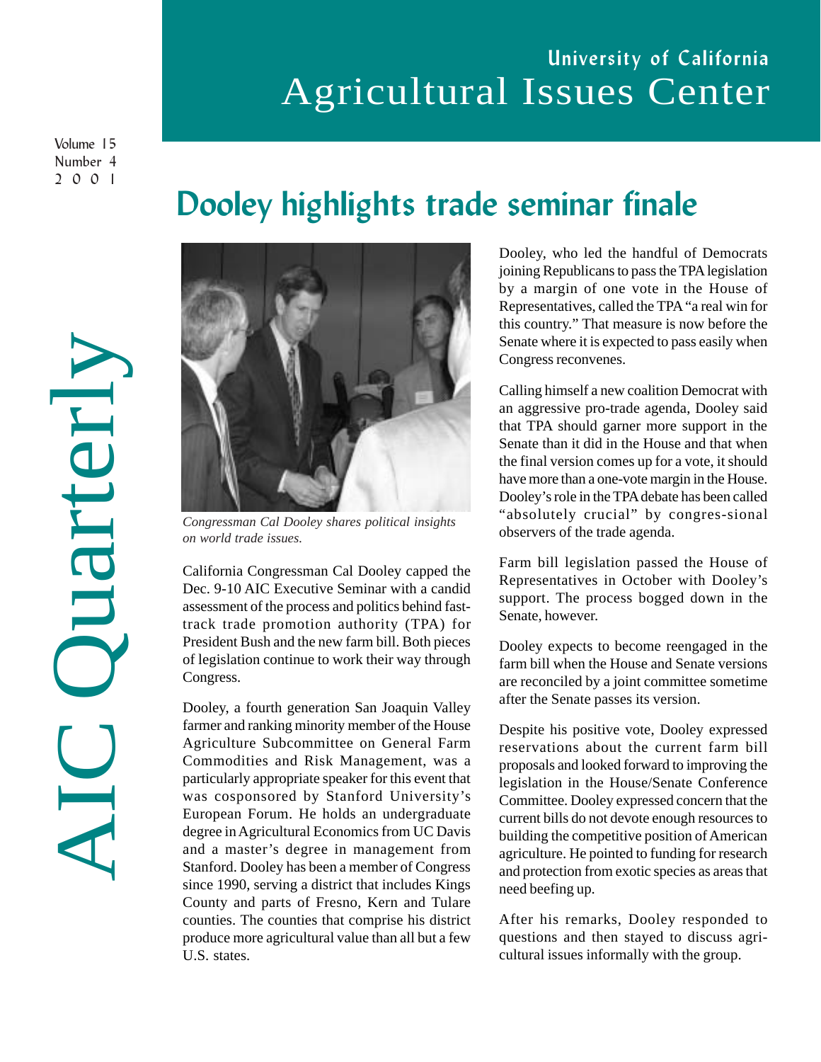# University of California Agricultural Issues Center

AIC Quarterly

Volume 15
Number 4
2001

## Dooley highlights trade seminar finale

*Congressman Cal Dooley shares political insights on world trade issues.*

California Congressman Cal Dooley capped the Dec. 9-10 AIC Executive Seminar with a candid assessment of the process and politics behind fast-track trade promotion authority (TPA) for President Bush and the new farm bill. Both pieces of legislation continue to work their way through Congress.

Dooley, a fourth generation San Joaquin Valley farmer and ranking minority member of the House Agriculture Subcommittee on General Farm Commodities and Risk Management, was a particularly appropriate speaker for this event that was cosponsored by Stanford University's European Forum. He holds an undergraduate degree in Agricultural Economics from UC Davis and a master's degree in management from Stanford. Dooley has been a member of Congress since 1990, serving a district that includes Kings County and parts of Fresno, Kern and Tulare counties. The counties that comprise his district produce more agricultural value than all but a few U.S. states.

Dooley, who led the handful of Democrats joining Republicans to pass the TPA legislation by a margin of one vote in the House of Representatives, called the TPA "a real win for this country." That measure is now before the Senate where it is expected to pass easily when Congress reconvenes.

Calling himself a new coalition Democrat with an aggressive pro-trade agenda, Dooley said that TPA should garner more support in the Senate than it did in the House and that when the final version comes up for a vote, it should have more than a one-vote margin in the House. Dooley's role in the TPA debate has been called "absolutely crucial" by congres-sional observers of the trade agenda.

Farm bill legislation passed the House of Representatives in October with Dooley's support. The process bogged down in the Senate, however.

Dooley expects to become reengaged in the farm bill when the House and Senate versions are reconciled by a joint committee sometime after the Senate passes its version.

Despite his positive vote, Dooley expressed reservations about the current farm bill proposals and looked forward to improving the legislation in the House/Senate Conference Committee. Dooley expressed concern that the current bills do not devote enough resources to building the competitive position of American agriculture. He pointed to funding for research and protection from exotic species as areas that need beefing up.

After his remarks, Dooley responded to questions and then stayed to discuss agri-cultural issues informally with the group.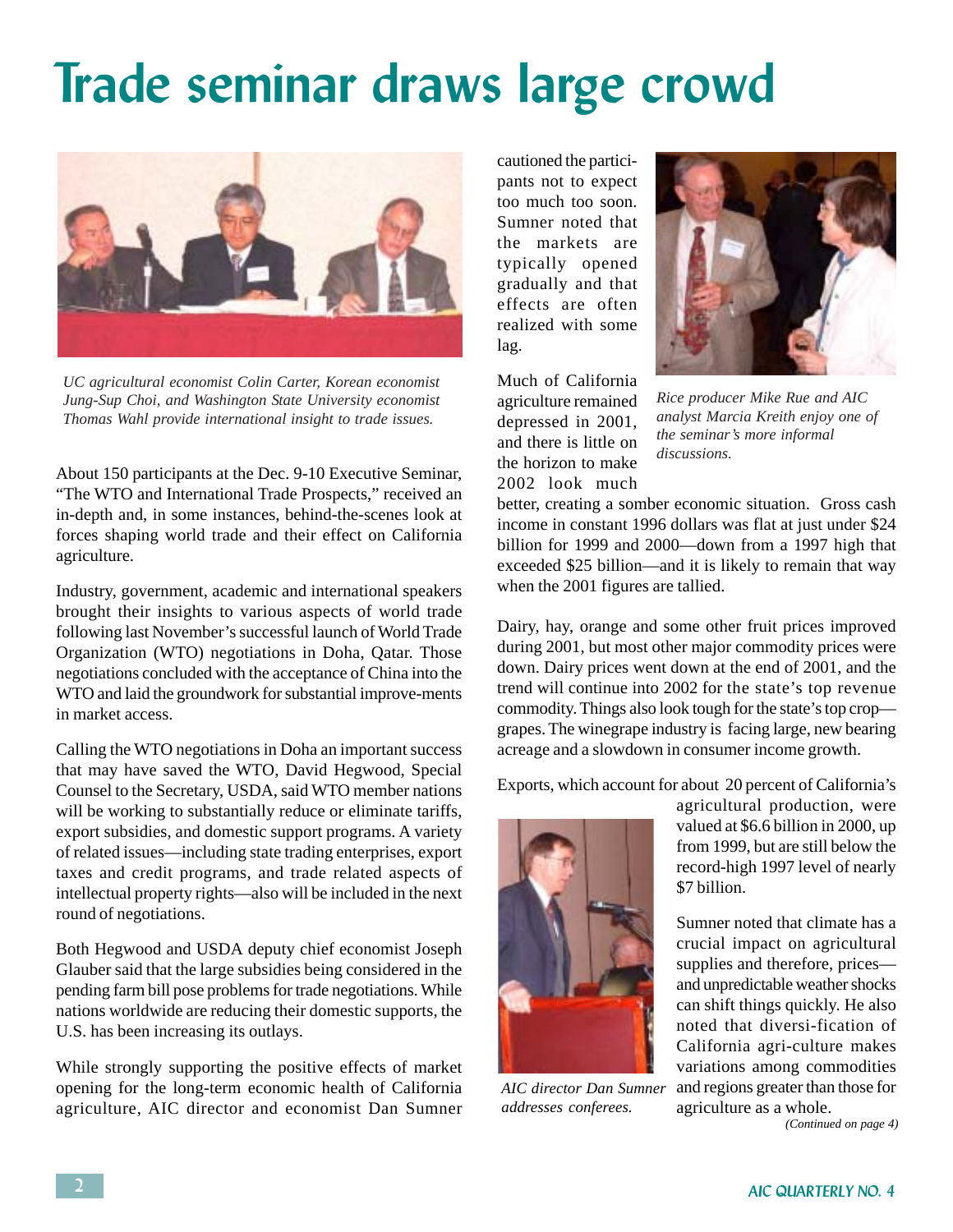# Trade seminar draws large crowd

*UC agricultural economist Colin Carter, Korean economist Jung-Sup Choi, and Washington State University economist Thomas Wahl provide international insight to trade issues.*

About 150 participants at the Dec. 9-10 Executive Seminar, "The WTO and International Trade Prospects," received an in-depth and, in some instances, behind-the-scenes look at forces shaping world trade and their effect on California agriculture.

Industry, government, academic and international speakers brought their insights to various aspects of world trade following last November's successful launch of World Trade Organization (WTO) negotiations in Doha, Qatar. Those negotiations concluded with the acceptance of China into the WTO and laid the groundwork for substantial improve-ments in market access.

Calling the WTO negotiations in Doha an important success that may have saved the WTO, David Hegwood, Special Counsel to the Secretary, USDA, said WTO member nations will be working to substantially reduce or eliminate tariffs, export subsidies, and domestic support programs. A variety of related issues—including state trading enterprises, export taxes and credit programs, and trade related aspects of intellectual property rights—also will be included in the next round of negotiations.

Both Hegwood and USDA deputy chief economist Joseph Glauber said that the large subsidies being considered in the pending farm bill pose problems for trade negotiations. While nations worldwide are reducing their domestic supports, the U.S. has been increasing its outlays.

While strongly supporting the positive effects of market opening for the long-term economic health of California agriculture, AIC director and economist Dan Sumner cautioned the partici-pants not to expect too much too soon. Sumner noted that the markets are typically opened gradually and that effects are often realized with some lag.

*Rice producer Mike Rue and AIC analyst Marcia Kreith enjoy one of the seminar's more informal discussions.*

Much of California agriculture remained depressed in 2001, and there is little on the horizon to make 2002 look much better, creating a somber economic situation. Gross cash income in constant 1996 dollars was flat at just under $24 billion for 1999 and 2000—down from a 1997 high that exceeded $25 billion—and it is likely to remain that way when the 2001 figures are tallied.

Dairy, hay, orange and some other fruit prices improved during 2001, but most other major commodity prices were down. Dairy prices went down at the end of 2001, and the trend will continue into 2002 for the state's top revenue commodity. Things also look tough for the state's top crop—grapes. The winegrape industry is facing large, new bearing acreage and a slowdown in consumer income growth.

Exports, which account for about 20 percent of California's agricultural production, were valued at $6.6 billion in 2000, up from 1999, but are still below the record-high 1997 level of nearly $7 billion.

*AIC director Dan Sumner addresses conferees.*

Sumner noted that climate has a crucial impact on agricultural supplies and therefore, prices—and unpredictable weather shocks can shift things quickly. He also noted that diversi-fication of California agri-culture makes variations among commodities and regions greater than those for agriculture as a whole.

*(Continued on page 4)*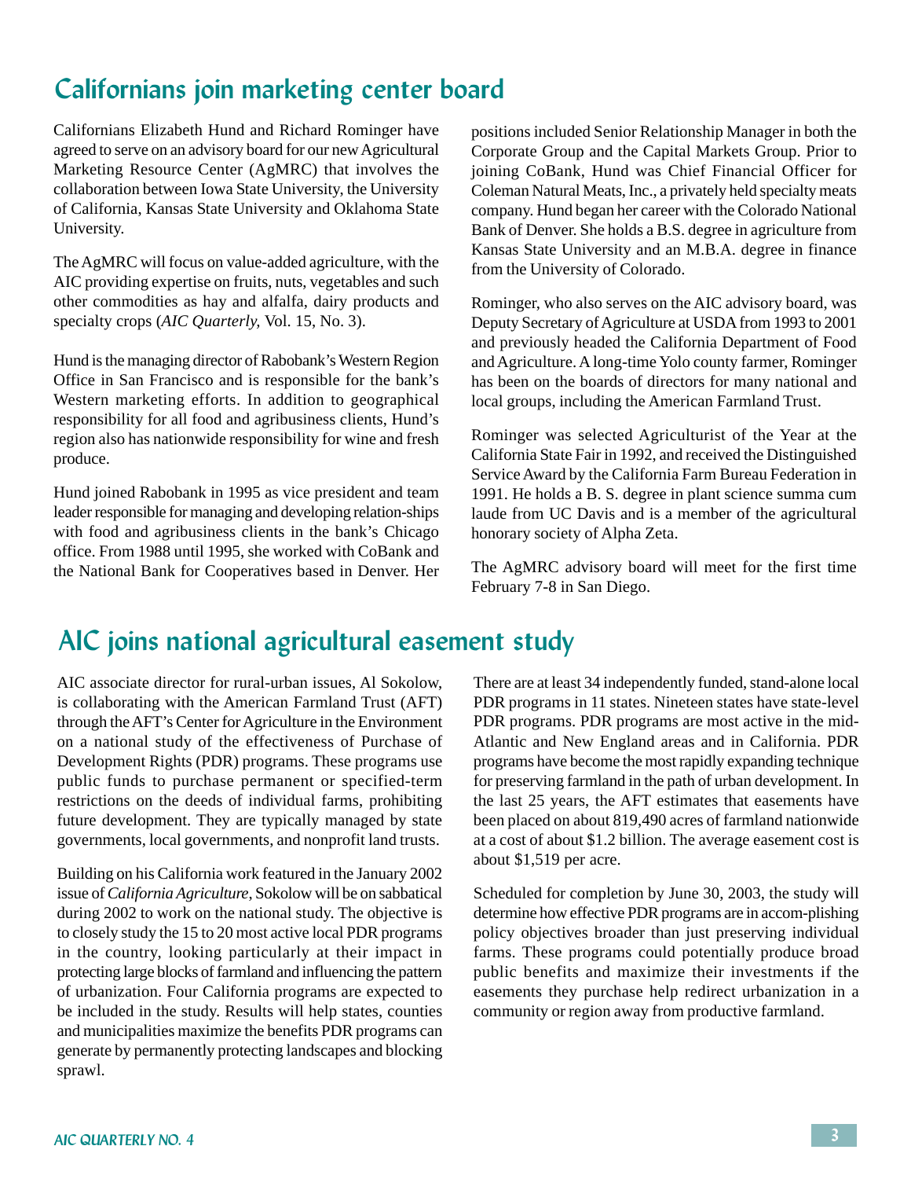## Californians join marketing center board

Californians Elizabeth Hund and Richard Rominger have agreed to serve on an advisory board for our new Agricultural Marketing Resource Center (AgMRC) that involves the collaboration between Iowa State University, the University of California, Kansas State University and Oklahoma State University.

The AgMRC will focus on value-added agriculture, with the AIC providing expertise on fruits, nuts, vegetables and such other commodities as hay and alfalfa, dairy products and specialty crops (*AIC Quarterly,* Vol. 15, No. 3).

Hund is the managing director of Rabobank's Western Region Office in San Francisco and is responsible for the bank's Western marketing efforts. In addition to geographical responsibility for all food and agribusiness clients, Hund's region also has nationwide responsibility for wine and fresh produce.

Hund joined Rabobank in 1995 as vice president and team leader responsible for managing and developing relation-ships with food and agribusiness clients in the bank's Chicago office. From 1988 until 1995, she worked with CoBank and the National Bank for Cooperatives based in Denver. Her positions included Senior Relationship Manager in both the Corporate Group and the Capital Markets Group. Prior to joining CoBank, Hund was Chief Financial Officer for Coleman Natural Meats, Inc., a privately held specialty meats company. Hund began her career with the Colorado National Bank of Denver. She holds a B.S. degree in agriculture from Kansas State University and an M.B.A. degree in finance from the University of Colorado.

Rominger, who also serves on the AIC advisory board, was Deputy Secretary of Agriculture at USDA from 1993 to 2001 and previously headed the California Department of Food and Agriculture. A long-time Yolo county farmer, Rominger has been on the boards of directors for many national and local groups, including the American Farmland Trust.

Rominger was selected Agriculturist of the Year at the California State Fair in 1992, and received the Distinguished Service Award by the California Farm Bureau Federation in 1991. He holds a B. S. degree in plant science summa cum laude from UC Davis and is a member of the agricultural honorary society of Alpha Zeta.

The AgMRC advisory board will meet for the first time February 7-8 in San Diego.

## AIC joins national agricultural easement study

AIC associate director for rural-urban issues, Al Sokolow, is collaborating with the American Farmland Trust (AFT) through the AFT's Center for Agriculture in the Environment on a national study of the effectiveness of Purchase of Development Rights (PDR) programs. These programs use public funds to purchase permanent or specified-term restrictions on the deeds of individual farms, prohibiting future development. They are typically managed by state governments, local governments, and nonprofit land trusts.

Building on his California work featured in the January 2002 issue of *California Agriculture*, Sokolow will be on sabbatical during 2002 to work on the national study. The objective is to closely study the 15 to 20 most active local PDR programs in the country, looking particularly at their impact in protecting large blocks of farmland and influencing the pattern of urbanization. Four California programs are expected to be included in the study. Results will help states, counties and municipalities maximize the benefits PDR programs can generate by permanently protecting landscapes and blocking sprawl.

There are at least 34 independently funded, stand-alone local PDR programs in 11 states. Nineteen states have state-level PDR programs. PDR programs are most active in the mid-Atlantic and New England areas and in California. PDR programs have become the most rapidly expanding technique for preserving farmland in the path of urban development. In the last 25 years, the AFT estimates that easements have been placed on about 819,490 acres of farmland nationwide at a cost of about $1.2 billion. The average easement cost is about $1,519 per acre.

Scheduled for completion by June 30, 2003, the study will determine how effective PDR programs are in accom-plishing policy objectives broader than just preserving individual farms. These programs could potentially produce broad public benefits and maximize their investments if the easements they purchase help redirect urbanization in a community or region away from productive farmland.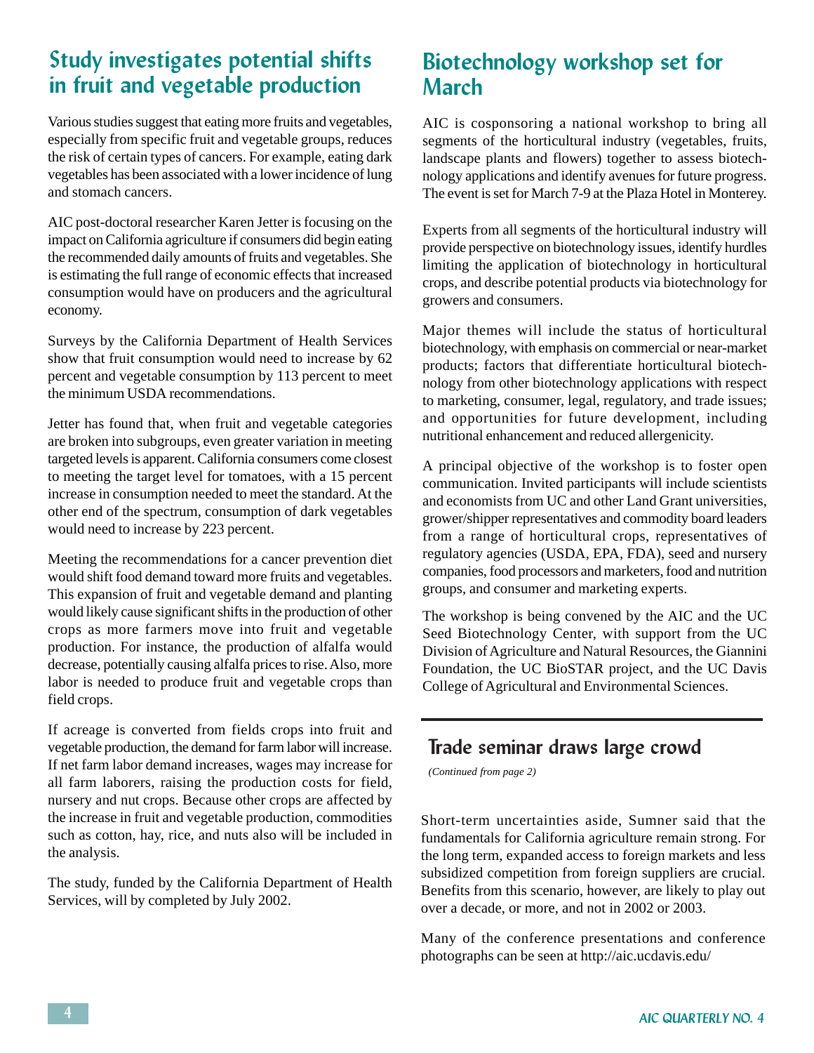## Study investigates potential shifts in fruit and vegetable production

Various studies suggest that eating more fruits and vegetables, especially from specific fruit and vegetable groups, reduces the risk of certain types of cancers. For example, eating dark vegetables has been associated with a lower incidence of lung and stomach cancers.

AIC post-doctoral researcher Karen Jetter is focusing on the impact on California agriculture if consumers did begin eating the recommended daily amounts of fruits and vegetables. She is estimating the full range of economic effects that increased consumption would have on producers and the agricultural economy.

Surveys by the California Department of Health Services show that fruit consumption would need to increase by 62 percent and vegetable consumption by 113 percent to meet the minimum USDA recommendations.

Jetter has found that, when fruit and vegetable categories are broken into subgroups, even greater variation in meeting targeted levels is apparent. California consumers come closest to meeting the target level for tomatoes, with a 15 percent increase in consumption needed to meet the standard. At the other end of the spectrum, consumption of dark vegetables would need to increase by 223 percent.

Meeting the recommendations for a cancer prevention diet would shift food demand toward more fruits and vegetables. This expansion of fruit and vegetable demand and planting would likely cause significant shifts in the production of other crops as more farmers move into fruit and vegetable production. For instance, the production of alfalfa would decrease, potentially causing alfalfa prices to rise. Also, more labor is needed to produce fruit and vegetable crops than field crops.

If acreage is converted from fields crops into fruit and vegetable production, the demand for farm labor will increase. If net farm labor demand increases, wages may increase for all farm laborers, raising the production costs for field, nursery and nut crops. Because other crops are affected by the increase in fruit and vegetable production, commodities such as cotton, hay, rice, and nuts also will be included in the analysis.

The study, funded by the California Department of Health Services, will by completed by July 2002.

## Biotechnology workshop set for March

AIC is cosponsoring a national workshop to bring all segments of the horticultural industry (vegetables, fruits, landscape plants and flowers) together to assess biotechnology applications and identify avenues for future progress. The event is set for March 7-9 at the Plaza Hotel in Monterey.

Experts from all segments of the horticultural industry will provide perspective on biotechnology issues, identify hurdles limiting the application of biotechnology in horticultural crops, and describe potential products via biotechnology for growers and consumers.

Major themes will include the status of horticultural biotechnology, with emphasis on commercial or near-market products; factors that differentiate horticultural biotechnology from other biotechnology applications with respect to marketing, consumer, legal, regulatory, and trade issues; and opportunities for future development, including nutritional enhancement and reduced allergenicity.

A principal objective of the workshop is to foster open communication. Invited participants will include scientists and economists from UC and other Land Grant universities, grower/shipper representatives and commodity board leaders from a range of horticultural crops, representatives of regulatory agencies (USDA, EPA, FDA), seed and nursery companies, food processors and marketers, food and nutrition groups, and consumer and marketing experts.

The workshop is being convened by the AIC and the UC Seed Biotechnology Center, with support from the UC Division of Agriculture and Natural Resources, the Giannini Foundation, the UC BioSTAR project, and the UC Davis College of Agricultural and Environmental Sciences.

## Trade seminar draws large crowd

*(Continued from page 2)*

Short-term uncertainties aside, Sumner said that the fundamentals for California agriculture remain strong. For the long term, expanded access to foreign markets and less subsidized competition from foreign suppliers are crucial. Benefits from this scenario, however, are likely to play out over a decade, or more, and not in 2002 or 2003.

Many of the conference presentations and conference photographs can be seen at http://aic.ucdavis.edu/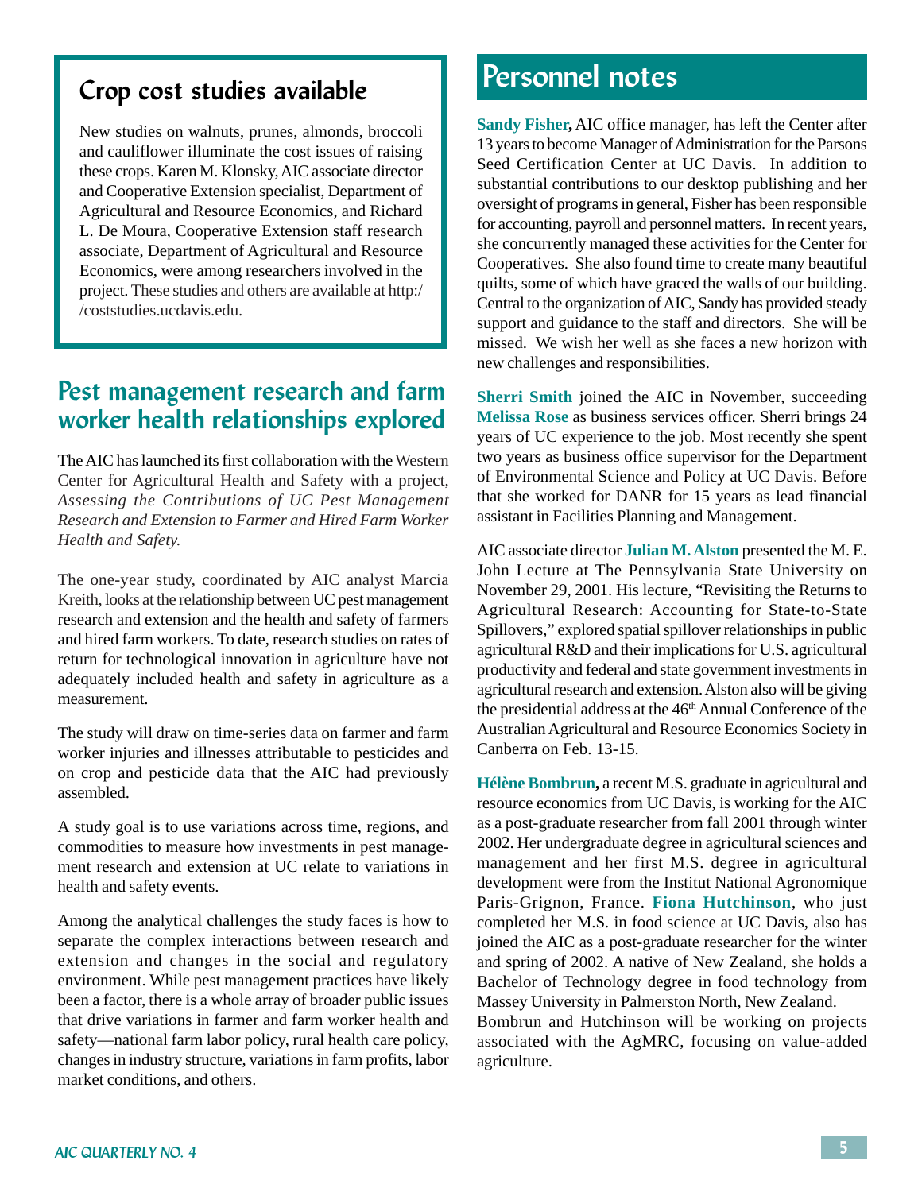## Crop cost studies available

New studies on walnuts, prunes, almonds, broccoli and cauliflower illuminate the cost issues of raising these crops. Karen M. Klonsky, AIC associate director and Cooperative Extension specialist, Department of Agricultural and Resource Economics, and Richard L. De Moura, Cooperative Extension staff research associate, Department of Agricultural and Resource Economics, were among researchers involved in the project. These studies and others are available at http://coststudies.ucdavis.edu.

## Pest management research and farm worker health relationships explored

The AIC has launched its first collaboration with the Western Center for Agricultural Health and Safety with a project, *Assessing the Contributions of UC Pest Management Research and Extension to Farmer and Hired Farm Worker Health and Safety.*

The one-year study, coordinated by AIC analyst Marcia Kreith, looks at the relationship between UC pest management research and extension and the health and safety of farmers and hired farm workers. To date, research studies on rates of return for technological innovation in agriculture have not adequately included health and safety in agriculture as a measurement.

The study will draw on time-series data on farmer and farm worker injuries and illnesses attributable to pesticides and on crop and pesticide data that the AIC had previously assembled.

A study goal is to use variations across time, regions, and commodities to measure how investments in pest management research and extension at UC relate to variations in health and safety events.

Among the analytical challenges the study faces is how to separate the complex interactions between research and extension and changes in the social and regulatory environment. While pest management practices have likely been a factor, there is a whole array of broader public issues that drive variations in farmer and farm worker health and safety—national farm labor policy, rural health care policy, changes in industry structure, variations in farm profits, labor market conditions, and others.

## Personnel notes

**Sandy Fisher,** AIC office manager, has left the Center after 13 years to become Manager of Administration for the Parsons Seed Certification Center at UC Davis. In addition to substantial contributions to our desktop publishing and her oversight of programs in general, Fisher has been responsible for accounting, payroll and personnel matters. In recent years, she concurrently managed these activities for the Center for Cooperatives. She also found time to create many beautiful quilts, some of which have graced the walls of our building. Central to the organization of AIC, Sandy has provided steady support and guidance to the staff and directors. She will be missed. We wish her well as she faces a new horizon with new challenges and responsibilities.

**Sherri Smith** joined the AIC in November, succeeding **Melissa Rose** as business services officer. Sherri brings 24 years of UC experience to the job. Most recently she spent two years as business office supervisor for the Department of Environmental Science and Policy at UC Davis. Before that she worked for DANR for 15 years as lead financial assistant in Facilities Planning and Management.

AIC associate director **Julian M. Alston** presented the M. E. John Lecture at The Pennsylvania State University on November 29, 2001. His lecture, "Revisiting the Returns to Agricultural Research: Accounting for State-to-State Spillovers," explored spatial spillover relationships in public agricultural R&D and their implications for U.S. agricultural productivity and federal and state government investments in agricultural research and extension. Alston also will be giving the presidential address at the 46th Annual Conference of the Australian Agricultural and Resource Economics Society in Canberra on Feb. 13-15.

**Hélène Bombrun,** a recent M.S. graduate in agricultural and resource economics from UC Davis, is working for the AIC as a post-graduate researcher from fall 2001 through winter 2002. Her undergraduate degree in agricultural sciences and management and her first M.S. degree in agricultural development were from the Institut National Agronomique Paris-Grignon, France. **Fiona Hutchinson**, who just completed her M.S. in food science at UC Davis, also has joined the AIC as a post-graduate researcher for the winter and spring of 2002. A native of New Zealand, she holds a Bachelor of Technology degree in food technology from Massey University in Palmerston North, New Zealand. Bombrun and Hutchinson will be working on projects associated with the AgMRC, focusing on value-added agriculture.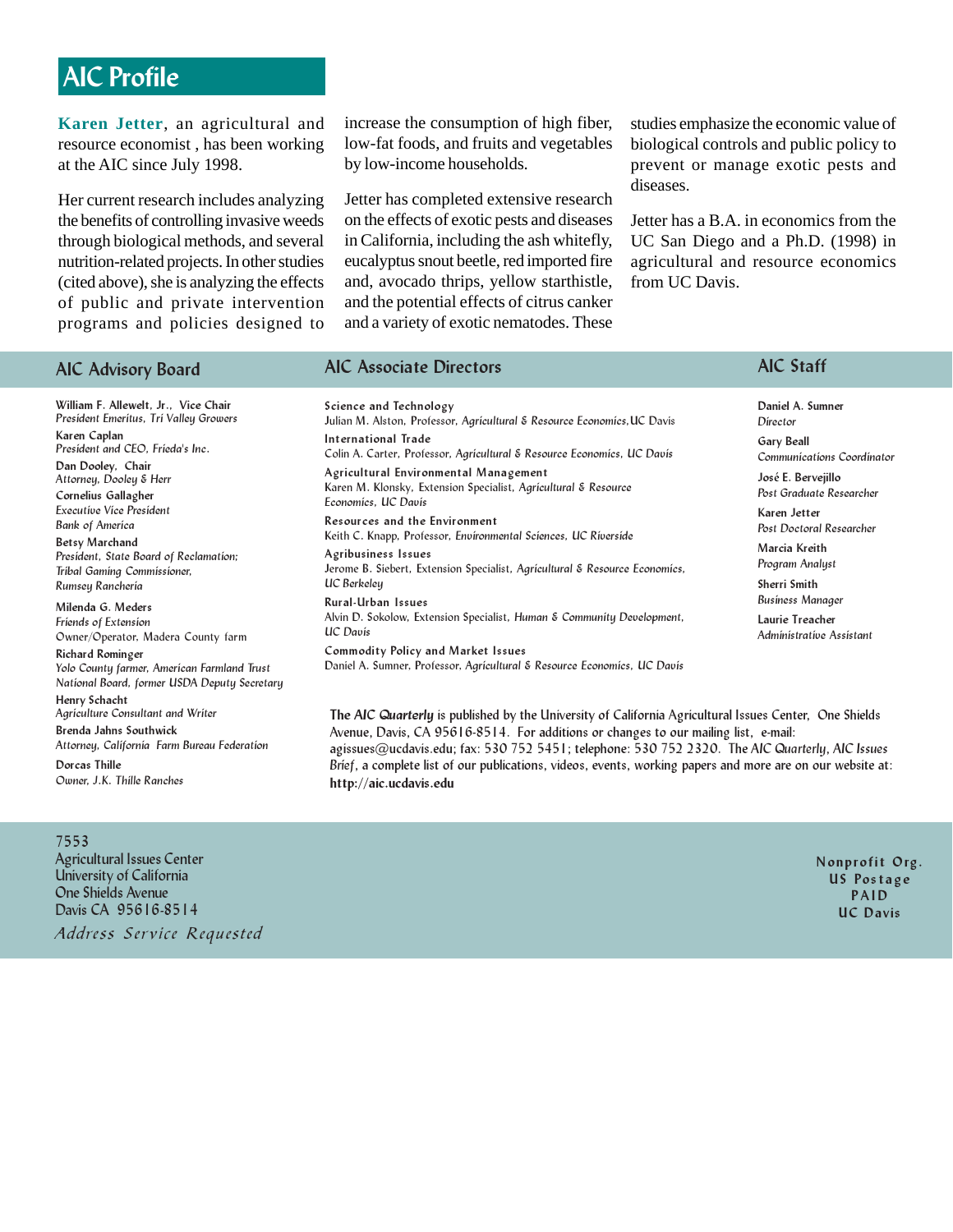## AIC Profile

**Karen Jetter**, an agricultural and resource economist , has been working at the AIC since July 1998.

Her current research includes analyzing the benefits of controlling invasive weeds through biological methods, and several nutrition-related projects. In other studies (cited above), she is analyzing the effects of public and private intervention programs and policies designed to increase the consumption of high fiber, low-fat foods, and fruits and vegetables by low-income households.

Jetter has completed extensive research on the effects of exotic pests and diseases in California, including the ash whitefly, eucalyptus snout beetle, red imported fire and, avocado thrips, yellow starthistle, and the potential effects of citrus canker and a variety of exotic nematodes. These studies emphasize the economic value of biological controls and public policy to prevent or manage exotic pests and diseases.

Jetter has a B.A. in economics from the UC San Diego and a Ph.D. (1998) in agricultural and resource economics from UC Davis.

### AIC Advisory Board

**William F. Allewelt, Jr., Vice Chair**
*President Emeritus, Tri Valley Growers*

**Karen Caplan**
*President and CEO, Frieda's Inc.*

**Dan Dooley, Chair**
*Attorney, Dooley & Herr*

**Cornelius Gallagher**
*Executive Vice President*
*Bank of America*

**Betsy Marchand**
*President, State Board of Reclamation;*
*Tribal Gaming Commissioner,*
*Rumsey Rancheria*

**Milenda G. Meders**
*Friends of Extension*
Owner/Operator, Madera County farm

**Richard Rominger**
*Yolo County farmer, American Farmland Trust*
*National Board, former USDA Deputy Secretary*

**Henry Schacht**
*Agriculture Consultant and Writer*

**Brenda Jahns Southwick**
*Attorney, California Farm Bureau Federation*

**Dorcas Thille**
*Owner, J.K. Thille Ranches*

### AIC Associate Directors

**Science and Technology**
Julian M. Alston, Professor, *Agricultural & Resource Economics,* UC Davis

**International Trade**
Colin A. Carter, Professor, *Agricultural & Resource Economics, UC Davis*

**Agricultural Environmental Management**
Karen M. Klonsky, Extension Specialist, *Agricultural & Resource Economics, UC Davis*

**Resources and the Environment**
Keith C. Knapp, Professor, *Environmental Sciences, UC Riverside*

**Agribusiness Issues**
Jerome B. Siebert, Extension Specialist, *Agricultural & Resource Economics, UC Berkeley*

**Rural-Urban Issues**
Alvin D. Sokolow, Extension Specialist, *Human & Community Development, UC Davis*

**Commodity Policy and Market Issues**
Daniel A. Sumner, Professor, *Agricultural & Resource Economics, UC Davis*

### AIC Staff

**Daniel A. Sumner**
*Director*

**Gary Beall**
*Communications Coordinator*

**José E. Bervejillo**
*Post Graduate Researcher*

**Karen Jetter**
*Post Doctoral Researcher*

**Marcia Kreith**
*Program Analyst*

**Sherri Smith**
*Business Manager*

**Laurie Treacher**
*Administrative Assistant*

The ***AIC Quarterly*** is published by the University of California Agricultural Issues Center, One Shields Avenue, Davis, CA 95616-8514. For additions or changes to our mailing list, e-mail: agissues@ucdavis.edu; fax: 530 752 5451; telephone: 530 752 2320. The *AIC Quarterly, AIC Issues Brief*, a complete list of our publications, videos, events, working papers and more are on our website at: **http://aic.ucdavis.edu**

7553
Agricultural Issues Center
University of California
One Shields Avenue
Davis CA 95616-8514
*Address Service Requested*

Nonprofit Org.
US Postage
PAID
UC Davis